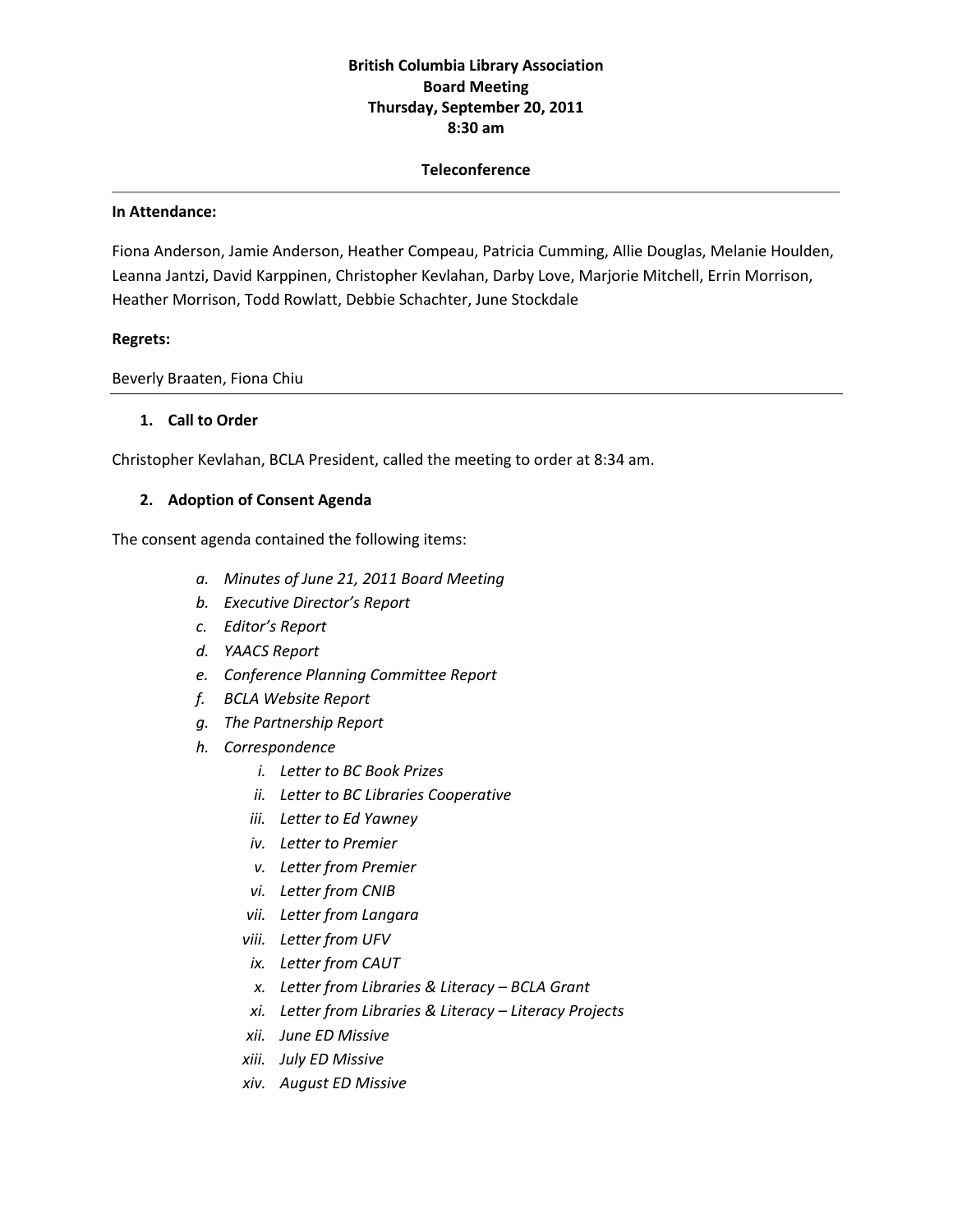**British Columbia Library Association**
**Board Meeting**
**Thursday, September 20, 2011**
**8:30 am**

**Teleconference**

---

**In Attendance:**

Fiona Anderson, Jamie Anderson, Heather Compeau, Patricia Cumming, Allie Douglas, Melanie Houlden, Leanna Jantzi, David Karppinen, Christopher Kevlahan, Darby Love, Marjorie Mitchell, Errin Morrison, Heather Morrison, Todd Rowlatt, Debbie Schachter, June Stockdale

**Regrets:**

Beverly Braaten, Fiona Chiu

---

1. **Call to Order**

Christopher Kevlahan, BCLA President, called the meeting to order at 8:34 am.

2. **Adoption of Consent Agenda**

The consent agenda contained the following items:

a. *Minutes of June 21, 2011 Board Meeting*
b. *Executive Director's Report*
c. *Editor's Report*
d. *YAACS Report*
e. *Conference Planning Committee Report*
f. *BCLA Website Report*
g. *The Partnership Report*
h. *Correspondence*
   i. *Letter to BC Book Prizes*
   ii. *Letter to BC Libraries Cooperative*
   iii. *Letter to Ed Yawney*
   iv. *Letter to Premier*
   v. *Letter from Premier*
   vi. *Letter from CNIB*
   vii. *Letter from Langara*
   viii. *Letter from UFV*
   ix. *Letter from CAUT*
   x. *Letter from Libraries & Literacy – BCLA Grant*
   xi. *Letter from Libraries & Literacy – Literacy Projects*
   xii. *June ED Missive*
   xiii. *July ED Missive*
   xiv. *August ED Missive*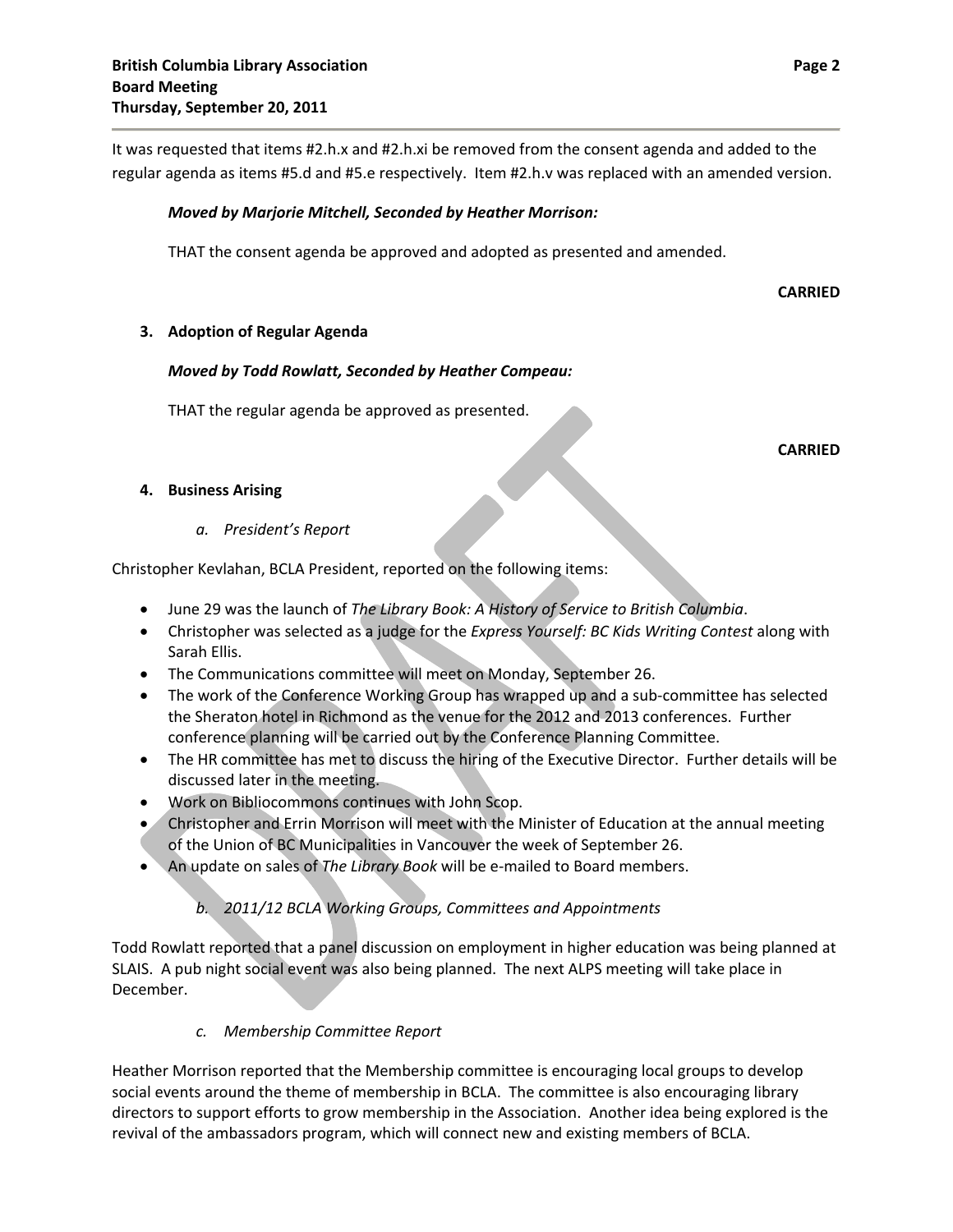It was requested that items #2.h.x and #2.h.xi be removed from the consent agenda and added to the regular agenda as items #5.d and #5.e respectively. Item #2.h.v was replaced with an amended version.

***Moved by Marjorie Mitchell, Seconded by Heather Morrison:***

THAT the consent agenda be approved and adopted as presented and amended.

**CARRIED**

### 3. Adoption of Regular Agenda

***Moved by Todd Rowlatt, Seconded by Heather Compeau:***

THAT the regular agenda be approved as presented.

**CARRIED**

### 4. Business Arising

*a. President's Report*

Christopher Kevlahan, BCLA President, reported on the following items:

- June 29 was the launch of *The Library Book: A History of Service to British Columbia*.
- Christopher was selected as a judge for the *Express Yourself: BC Kids Writing Contest* along with Sarah Ellis.
- The Communications committee will meet on Monday, September 26.
- The work of the Conference Working Group has wrapped up and a sub-committee has selected the Sheraton hotel in Richmond as the venue for the 2012 and 2013 conferences. Further conference planning will be carried out by the Conference Planning Committee.
- The HR committee has met to discuss the hiring of the Executive Director. Further details will be discussed later in the meeting.
- Work on Bibliocommons continues with John Scop.
- Christopher and Errin Morrison will meet with the Minister of Education at the annual meeting of the Union of BC Municipalities in Vancouver the week of September 26.
- An update on sales of *The Library Book* will be e-mailed to Board members.

*b. 2011/12 BCLA Working Groups, Committees and Appointments*

Todd Rowlatt reported that a panel discussion on employment in higher education was being planned at SLAIS. A pub night social event was also being planned. The next ALPS meeting will take place in December.

*c. Membership Committee Report*

Heather Morrison reported that the Membership committee is encouraging local groups to develop social events around the theme of membership in BCLA. The committee is also encouraging library directors to support efforts to grow membership in the Association. Another idea being explored is the revival of the ambassadors program, which will connect new and existing members of BCLA.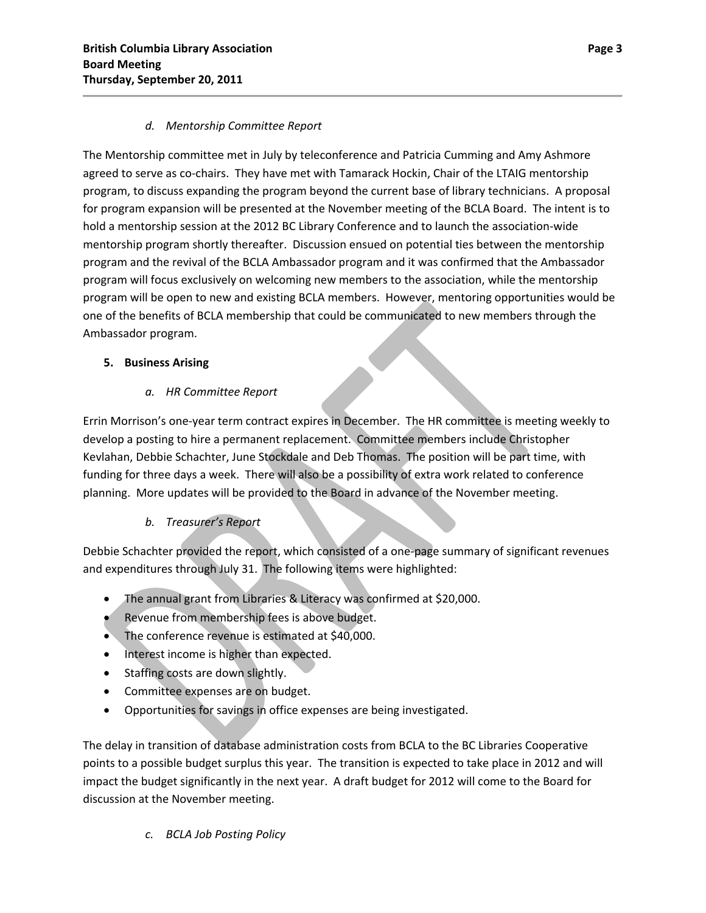*d. Mentorship Committee Report*

The Mentorship committee met in July by teleconference and Patricia Cumming and Amy Ashmore agreed to serve as co-chairs. They have met with Tamarack Hockin, Chair of the LTAIG mentorship program, to discuss expanding the program beyond the current base of library technicians. A proposal for program expansion will be presented at the November meeting of the BCLA Board. The intent is to hold a mentorship session at the 2012 BC Library Conference and to launch the association-wide mentorship program shortly thereafter. Discussion ensued on potential ties between the mentorship program and the revival of the BCLA Ambassador program and it was confirmed that the Ambassador program will focus exclusively on welcoming new members to the association, while the mentorship program will be open to new and existing BCLA members. However, mentoring opportunities would be one of the benefits of BCLA membership that could be communicated to new members through the Ambassador program.

## 5. Business Arising

*a. HR Committee Report*

Errin Morrison's one-year term contract expires in December. The HR committee is meeting weekly to develop a posting to hire a permanent replacement. Committee members include Christopher Kevlahan, Debbie Schachter, June Stockdale and Deb Thomas. The position will be part time, with funding for three days a week. There will also be a possibility of extra work related to conference planning. More updates will be provided to the Board in advance of the November meeting.

*b. Treasurer's Report*

Debbie Schachter provided the report, which consisted of a one-page summary of significant revenues and expenditures through July 31. The following items were highlighted:

- The annual grant from Libraries & Literacy was confirmed at $20,000.
- Revenue from membership fees is above budget.
- The conference revenue is estimated at $40,000.
- Interest income is higher than expected.
- Staffing costs are down slightly.
- Committee expenses are on budget.
- Opportunities for savings in office expenses are being investigated.

The delay in transition of database administration costs from BCLA to the BC Libraries Cooperative points to a possible budget surplus this year. The transition is expected to take place in 2012 and will impact the budget significantly in the next year. A draft budget for 2012 will come to the Board for discussion at the November meeting.

*c. BCLA Job Posting Policy*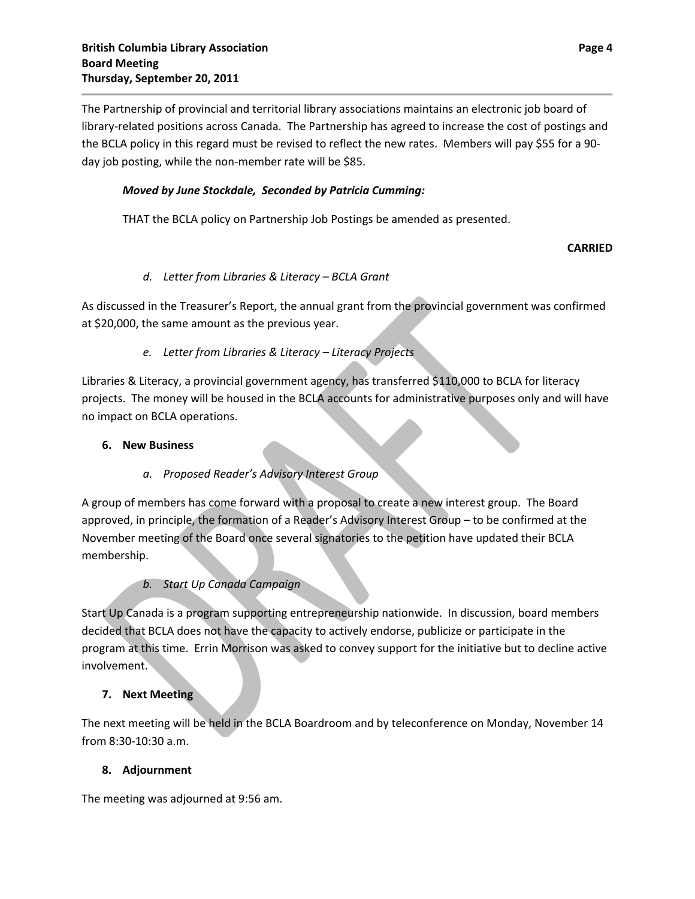The Partnership of provincial and territorial library associations maintains an electronic job board of library-related positions across Canada. The Partnership has agreed to increase the cost of postings and the BCLA policy in this regard must be revised to reflect the new rates. Members will pay $55 for a 90-day job posting, while the non-member rate will be $85.

***Moved by June Stockdale, Seconded by Patricia Cumming:***

THAT the BCLA policy on Partnership Job Postings be amended as presented.

**CARRIED**

*d. Letter from Libraries & Literacy – BCLA Grant*

As discussed in the Treasurer's Report, the annual grant from the provincial government was confirmed at $20,000, the same amount as the previous year.

*e. Letter from Libraries & Literacy – Literacy Projects*

Libraries & Literacy, a provincial government agency, has transferred $110,000 to BCLA for literacy projects. The money will be housed in the BCLA accounts for administrative purposes only and will have no impact on BCLA operations.

**6. New Business**

*a. Proposed Reader's Advisory Interest Group*

A group of members has come forward with a proposal to create a new interest group. The Board approved, in principle, the formation of a Reader's Advisory Interest Group – to be confirmed at the November meeting of the Board once several signatories to the petition have updated their BCLA membership.

*b. Start Up Canada Campaign*

Start Up Canada is a program supporting entrepreneurship nationwide. In discussion, board members decided that BCLA does not have the capacity to actively endorse, publicize or participate in the program at this time. Errin Morrison was asked to convey support for the initiative but to decline active involvement.

**7. Next Meeting**

The next meeting will be held in the BCLA Boardroom and by teleconference on Monday, November 14 from 8:30-10:30 a.m.

**8. Adjournment**

The meeting was adjourned at 9:56 am.